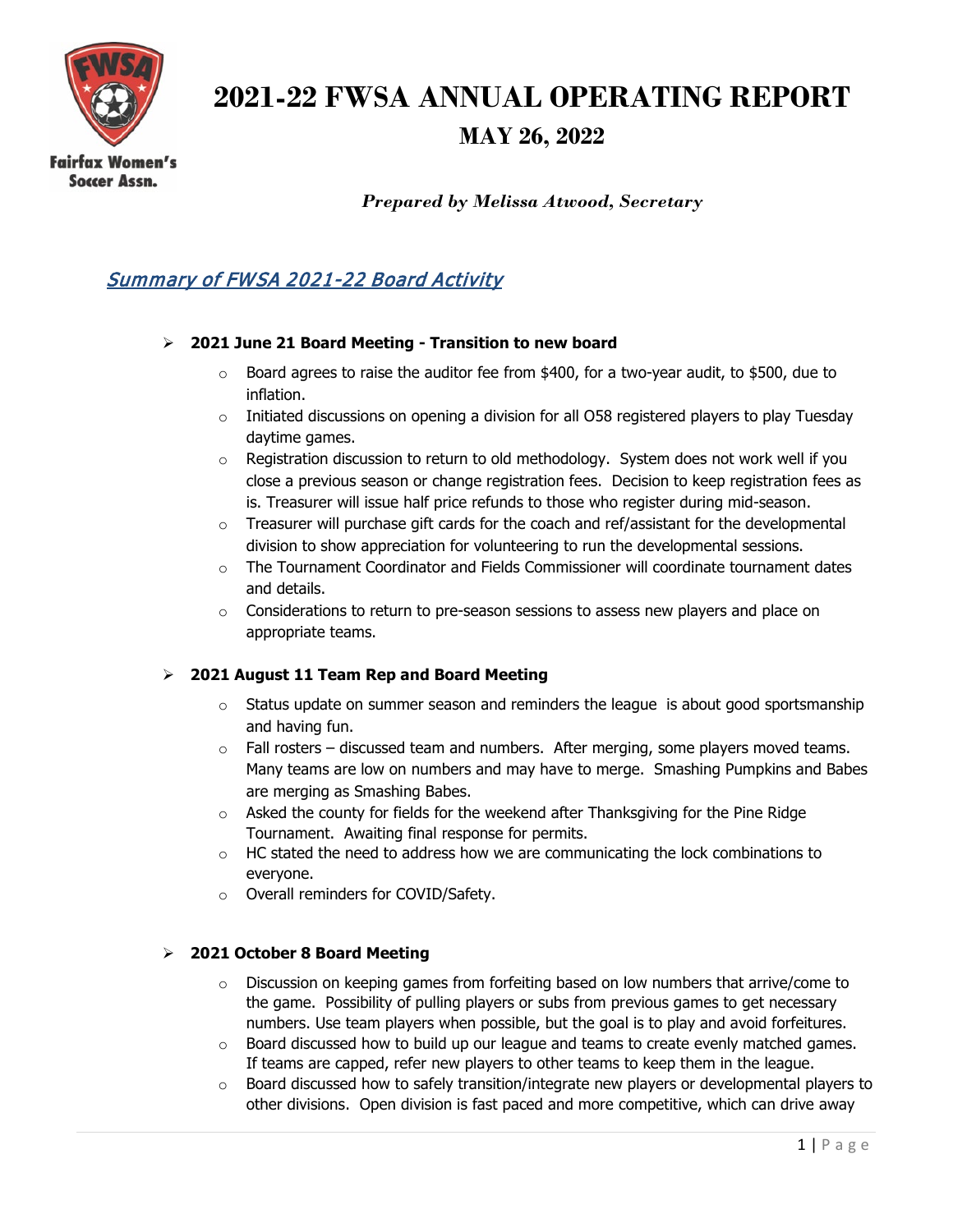# 2021-22 FWSA ANNUAL OPERATING REPORT

## MAY 26, 2022

Fairfax Women's Soccer Assn.

***Prepared by Melissa Atwood, Secretary***

## *Summary of FWSA 2021-22 Board Activity*

- **2021 June 21 Board Meeting - Transition to new board**
  - Board agrees to raise the auditor fee from $400, for a two-year audit, to $500, due to inflation.
  - Initiated discussions on opening a division for all O58 registered players to play Tuesday daytime games.
  - Registration discussion to return to old methodology. System does not work well if you close a previous season or change registration fees. Decision to keep registration fees as is. Treasurer will issue half price refunds to those who register during mid-season.
  - Treasurer will purchase gift cards for the coach and ref/assistant for the developmental division to show appreciation for volunteering to run the developmental sessions.
  - The Tournament Coordinator and Fields Commissioner will coordinate tournament dates and details.
  - Considerations to return to pre-season sessions to assess new players and place on appropriate teams.

- **2021 August 11 Team Rep and Board Meeting**
  - Status update on summer season and reminders the league is about good sportsmanship and having fun.
  - Fall rosters – discussed team and numbers. After merging, some players moved teams. Many teams are low on numbers and may have to merge. Smashing Pumpkins and Babes are merging as Smashing Babes.
  - Asked the county for fields for the weekend after Thanksgiving for the Pine Ridge Tournament. Awaiting final response for permits.
  - HC stated the need to address how we are communicating the lock combinations to everyone.
  - Overall reminders for COVID/Safety.

- **2021 October 8 Board Meeting**
  - Discussion on keeping games from forfeiting based on low numbers that arrive/come to the game. Possibility of pulling players or subs from previous games to get necessary numbers. Use team players when possible, but the goal is to play and avoid forfeitures.
  - Board discussed how to build up our league and teams to create evenly matched games. If teams are capped, refer new players to other teams to keep them in the league.
  - Board discussed how to safely transition/integrate new players or developmental players to other divisions. Open division is fast paced and more competitive, which can drive away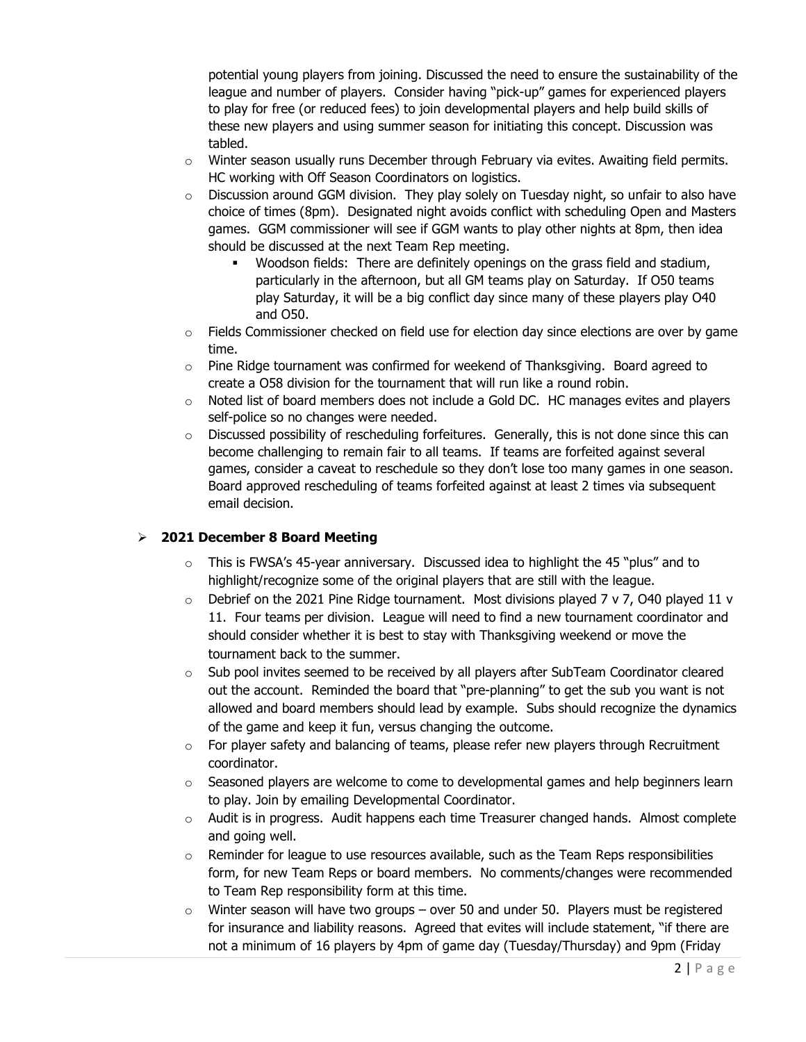potential young players from joining. Discussed the need to ensure the sustainability of the league and number of players. Consider having "pick-up" games for experienced players to play for free (or reduced fees) to join developmental players and help build skills of these new players and using summer season for initiating this concept. Discussion was tabled.

- Winter season usually runs December through February via evites. Awaiting field permits. HC working with Off Season Coordinators on logistics.
- Discussion around GGM division. They play solely on Tuesday night, so unfair to also have choice of times (8pm). Designated night avoids conflict with scheduling Open and Masters games. GGM commissioner will see if GGM wants to play other nights at 8pm, then idea should be discussed at the next Team Rep meeting.
  - Woodson fields: There are definitely openings on the grass field and stadium, particularly in the afternoon, but all GM teams play on Saturday. If O50 teams play Saturday, it will be a big conflict day since many of these players play O40 and O50.
- Fields Commissioner checked on field use for election day since elections are over by game time.
- Pine Ridge tournament was confirmed for weekend of Thanksgiving. Board agreed to create a O58 division for the tournament that will run like a round robin.
- Noted list of board members does not include a Gold DC. HC manages evites and players self-police so no changes were needed.
- Discussed possibility of rescheduling forfeitures. Generally, this is not done since this can become challenging to remain fair to all teams. If teams are forfeited against several games, consider a caveat to reschedule so they don't lose too many games in one season. Board approved rescheduling of teams forfeited against at least 2 times via subsequent email decision.

- **2021 December 8 Board Meeting**
  - This is FWSA's 45-year anniversary. Discussed idea to highlight the 45 "plus" and to highlight/recognize some of the original players that are still with the league.
  - Debrief on the 2021 Pine Ridge tournament. Most divisions played 7 v 7, O40 played 11 v 11. Four teams per division. League will need to find a new tournament coordinator and should consider whether it is best to stay with Thanksgiving weekend or move the tournament back to the summer.
  - Sub pool invites seemed to be received by all players after SubTeam Coordinator cleared out the account. Reminded the board that "pre-planning" to get the sub you want is not allowed and board members should lead by example. Subs should recognize the dynamics of the game and keep it fun, versus changing the outcome.
  - For player safety and balancing of teams, please refer new players through Recruitment coordinator.
  - Seasoned players are welcome to come to developmental games and help beginners learn to play. Join by emailing Developmental Coordinator.
  - Audit is in progress. Audit happens each time Treasurer changed hands. Almost complete and going well.
  - Reminder for league to use resources available, such as the Team Reps responsibilities form, for new Team Reps or board members. No comments/changes were recommended to Team Rep responsibility form at this time.
  - Winter season will have two groups – over 50 and under 50. Players must be registered for insurance and liability reasons. Agreed that evites will include statement, "if there are not a minimum of 16 players by 4pm of game day (Tuesday/Thursday) and 9pm (Friday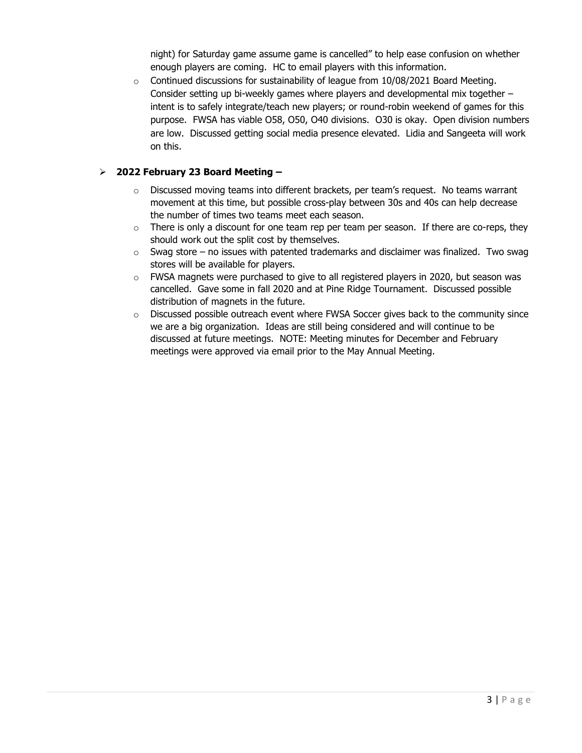night) for Saturday game assume game is cancelled" to help ease confusion on whether enough players are coming. HC to email players with this information.

  - Continued discussions for sustainability of league from 10/08/2021 Board Meeting. Consider setting up bi-weekly games where players and developmental mix together – intent is to safely integrate/teach new players; or round-robin weekend of games for this purpose. FWSA has viable O58, O50, O40 divisions. O30 is okay. Open division numbers are low. Discussed getting social media presence elevated. Lidia and Sangeeta will work on this.

- **2022 February 23 Board Meeting –**
  - Discussed moving teams into different brackets, per team's request. No teams warrant movement at this time, but possible cross-play between 30s and 40s can help decrease the number of times two teams meet each season.
  - There is only a discount for one team rep per team per season. If there are co-reps, they should work out the split cost by themselves.
  - Swag store – no issues with patented trademarks and disclaimer was finalized. Two swag stores will be available for players.
  - FWSA magnets were purchased to give to all registered players in 2020, but season was cancelled. Gave some in fall 2020 and at Pine Ridge Tournament. Discussed possible distribution of magnets in the future.
  - Discussed possible outreach event where FWSA Soccer gives back to the community since we are a big organization. Ideas are still being considered and will continue to be discussed at future meetings. NOTE: Meeting minutes for December and February meetings were approved via email prior to the May Annual Meeting.